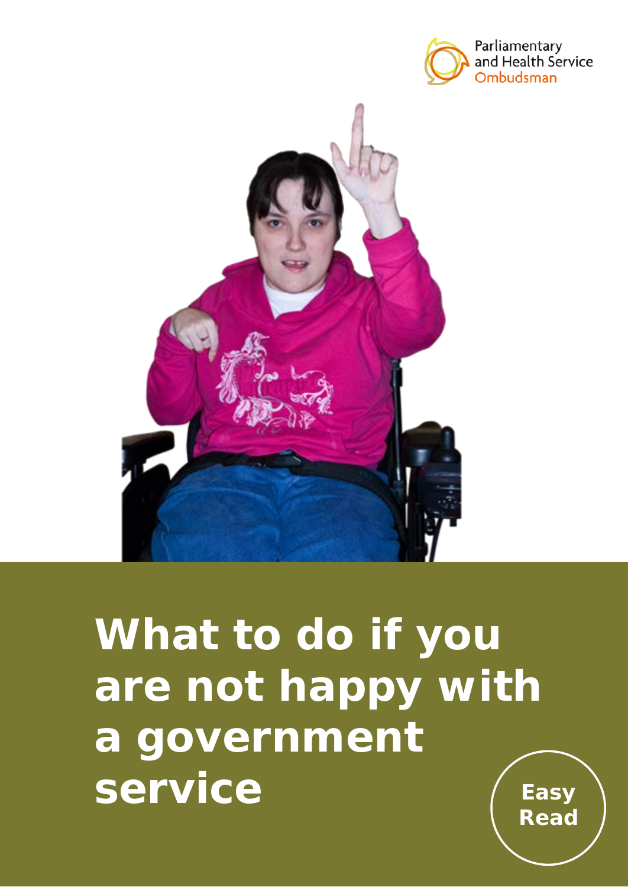Parliamentary and Health Service Ombudsman

# What to do if you are not happy with a government service

Easy Read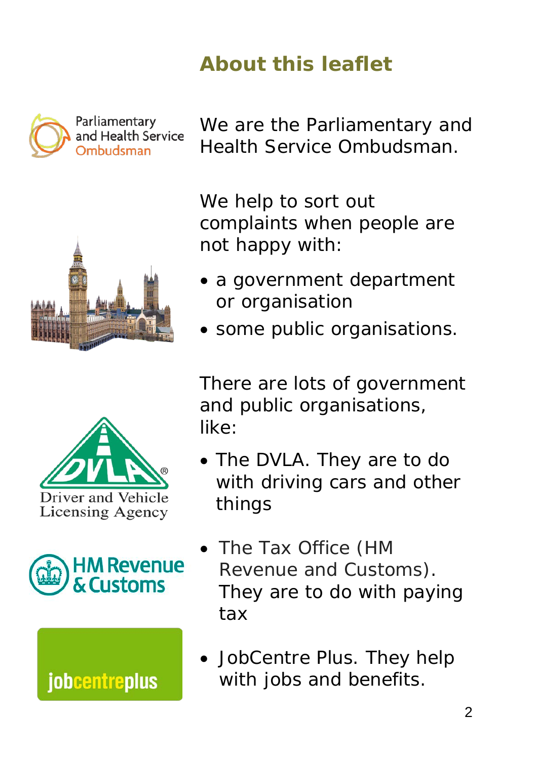## About this leaflet

We are the Parliamentary and Health Service Ombudsman.

We help to sort out complaints when people are not happy with:

- a government department or organisation
- some public organisations.

There are lots of government and public organisations, like:

- The DVLA. They are to do with driving cars and other things
- The Tax Office (HM Revenue and Customs). They are to do with paying tax
- JobCentre Plus. They help with jobs and benefits.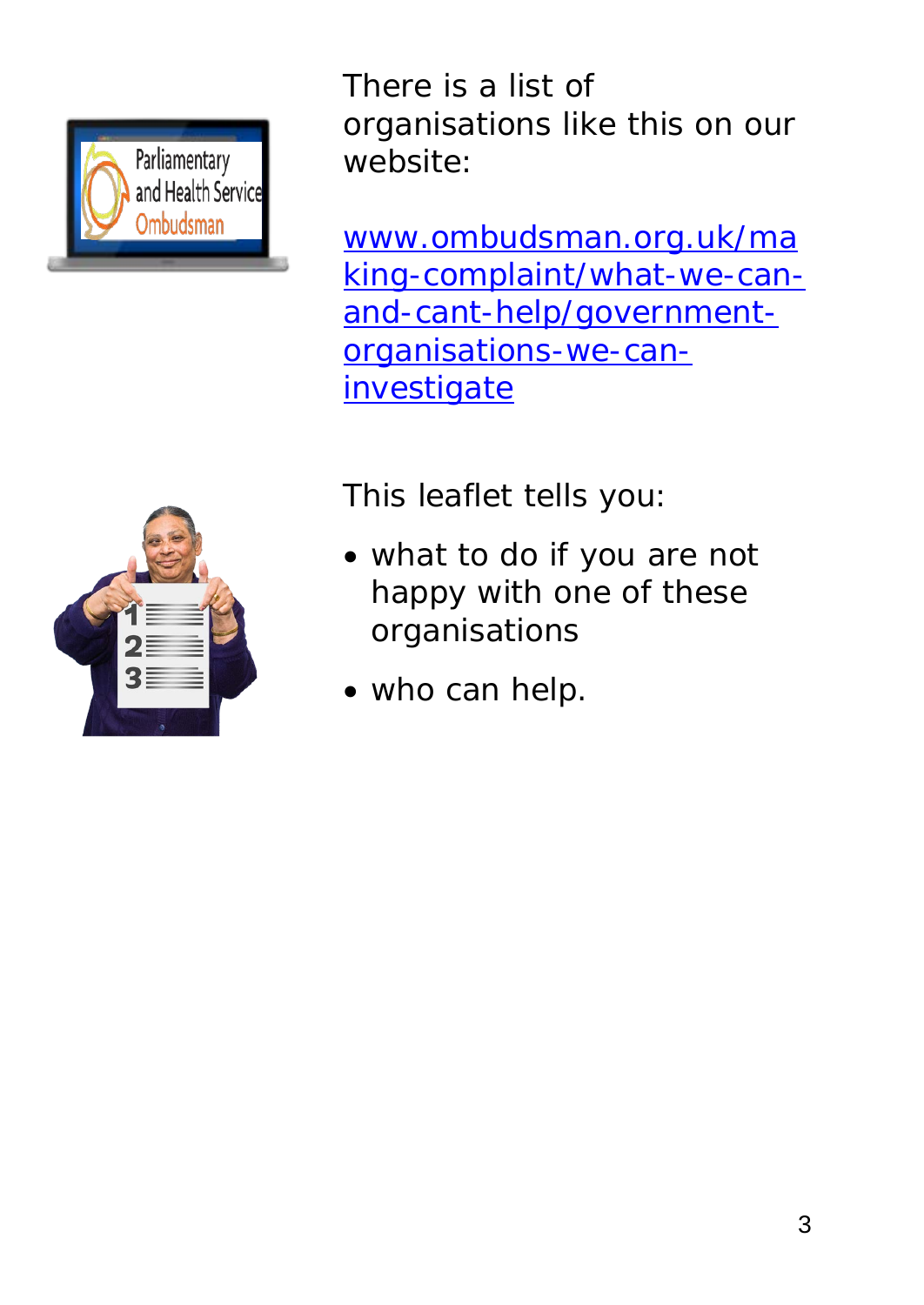There is a list of organisations like this on our website:

[www.ombudsman.org.uk/making-complaint/what-we-can-and-cant-help/government-organisations-we-can-investigate](www.ombudsman.org.uk/making-complaint/what-we-can-and-cant-help/government-organisations-we-can-investigate)

This leaflet tells you:

- what to do if you are not happy with one of these organisations
- who can help.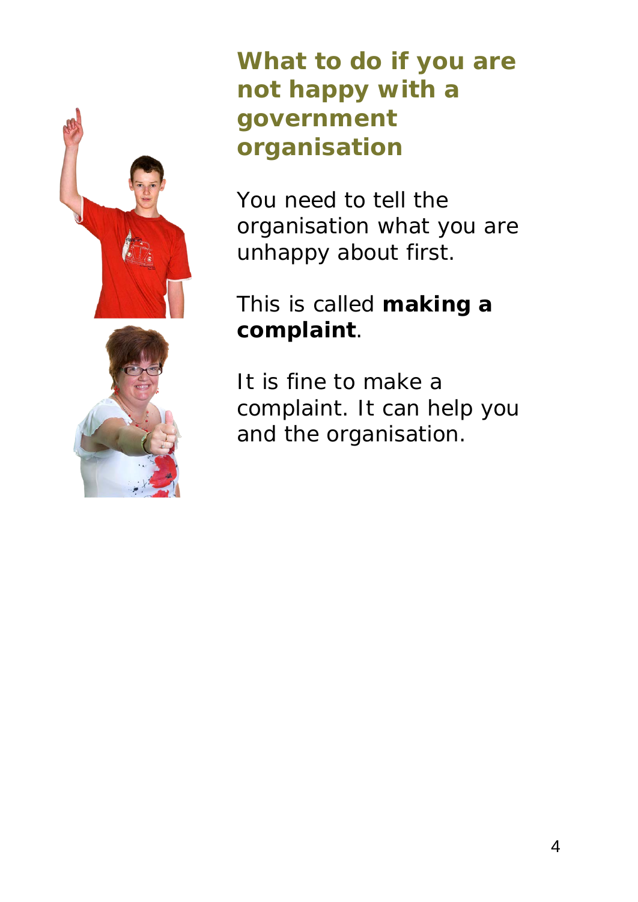## What to do if you are not happy with a government organisation

You need to tell the organisation what you are unhappy about first.

This is called **making a complaint**.

It is fine to make a complaint. It can help you and the organisation.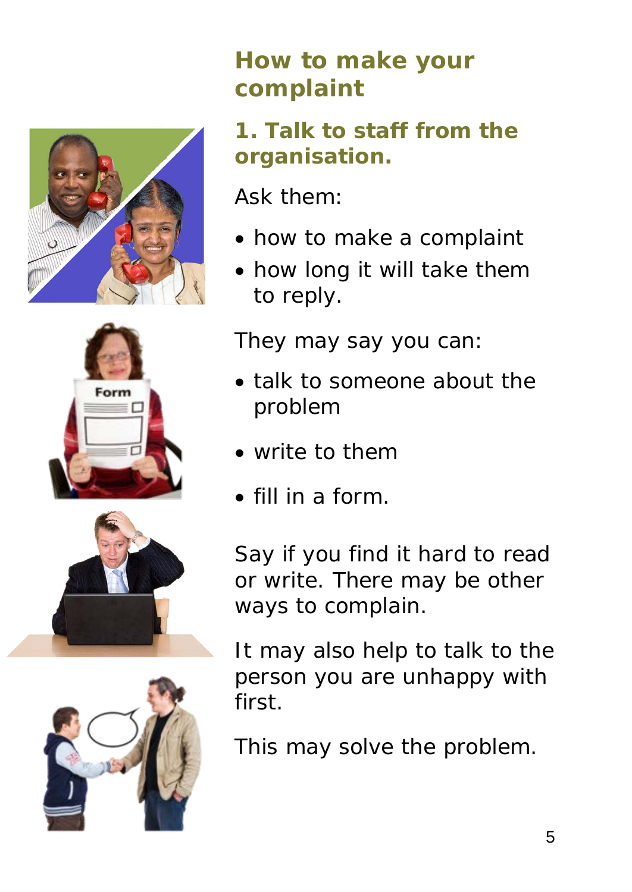## How to make your complaint

### 1. Talk to staff from the organisation.

Ask them:

- how to make a complaint
- how long it will take them to reply.

They may say you can:

- talk to someone about the problem
- write to them
- fill in a form.

Say if you find it hard to read or write. There may be other ways to complain.

It may also help to talk to the person you are unhappy with first.

This may solve the problem.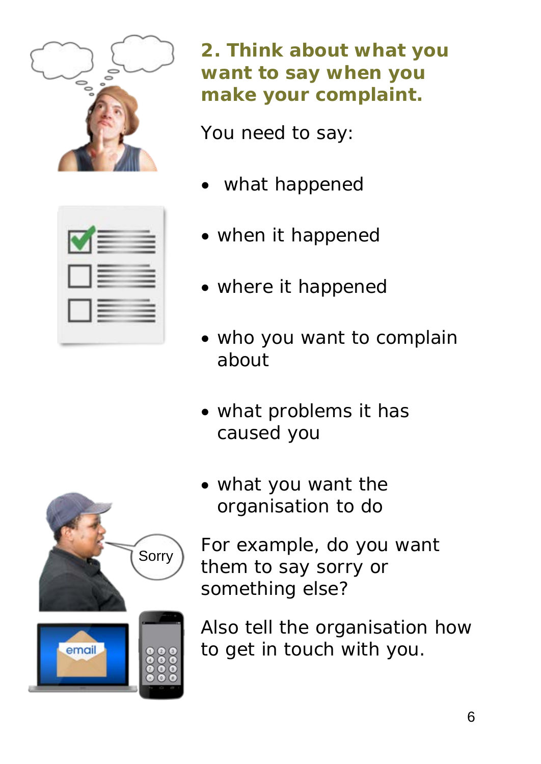## 2. Think about what you want to say when you make your complaint.

You need to say:

- what happened
- when it happened
- where it happened
- who you want to complain about
- what problems it has caused you
- what you want the organisation to do

For example, do you want them to say sorry or something else?

Also tell the organisation how to get in touch with you.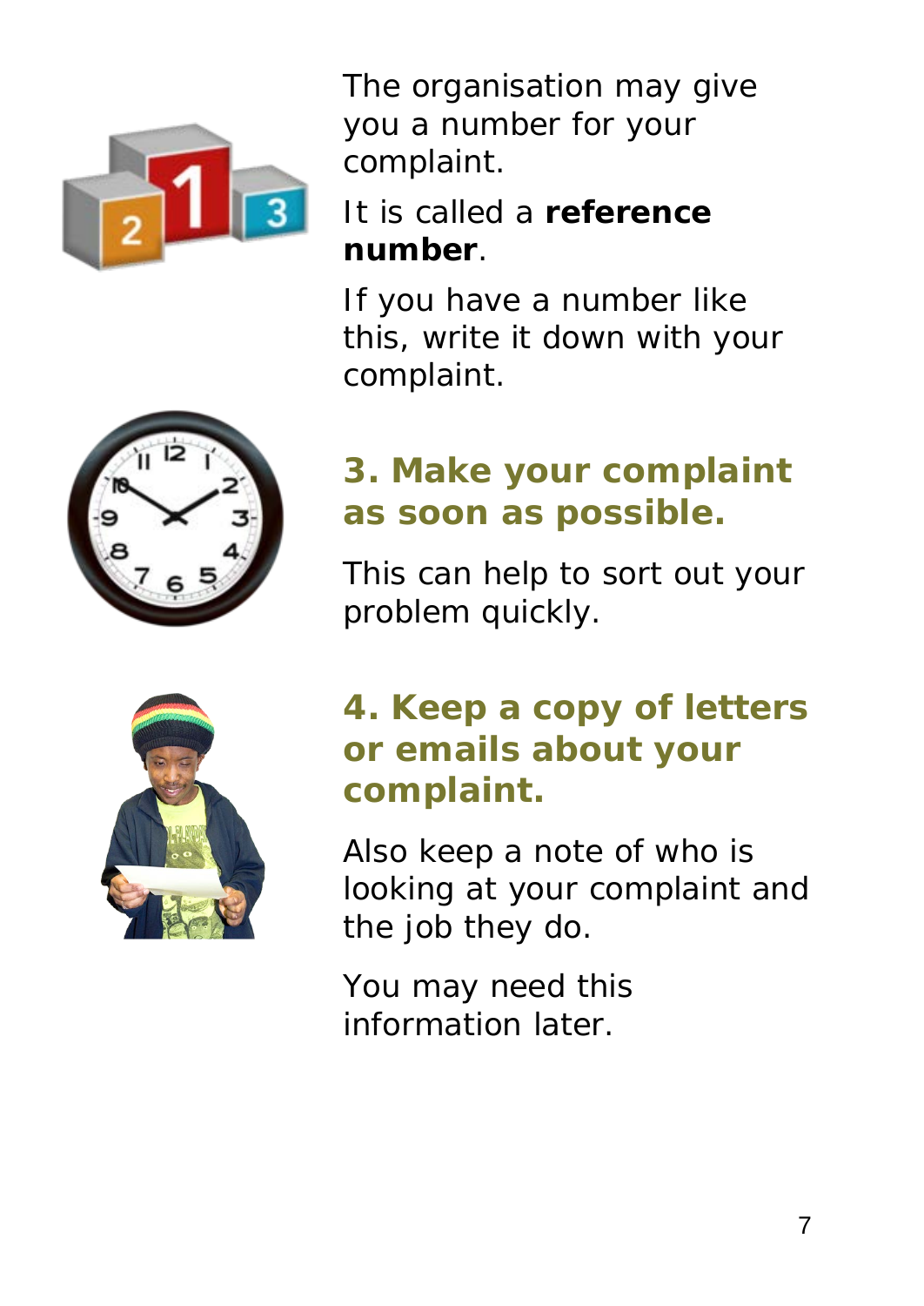The organisation may give you a number for your complaint.

It is called a **reference number**.

If you have a number like this, write it down with your complaint.

## 3. Make your complaint as soon as possible.

This can help to sort out your problem quickly.

## 4. Keep a copy of letters or emails about your complaint.

Also keep a note of who is looking at your complaint and the job they do.

You may need this information later.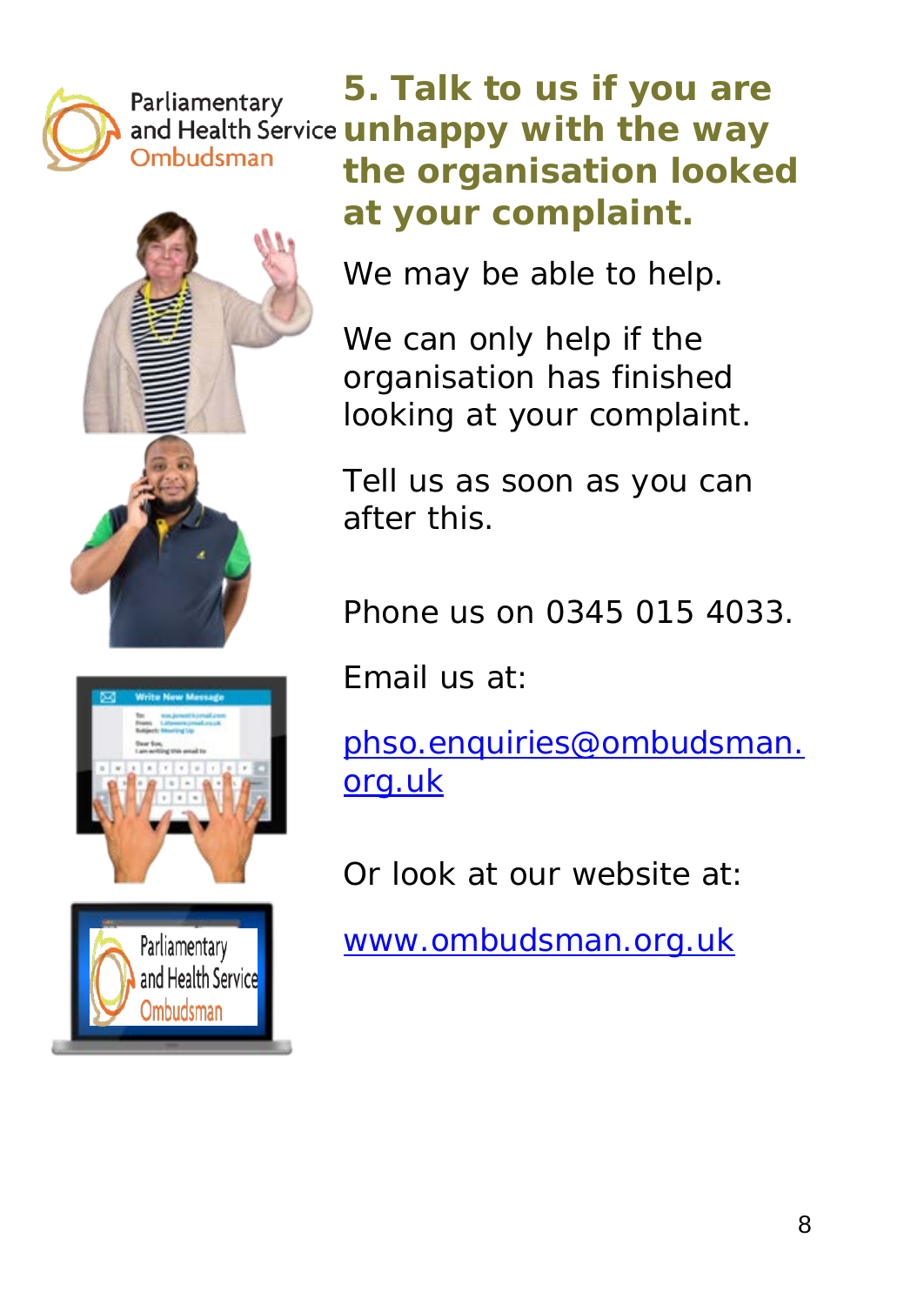## 5. Talk to us if you are unhappy with the way the organisation looked at your complaint.

We may be able to help.

We can only help if the organisation has finished looking at your complaint.

Tell us as soon as you can after this.

Phone us on 0345 015 4033.

Email us at:

phso.enquiries@ombudsman.org.uk

Or look at our website at:

www.ombudsman.org.uk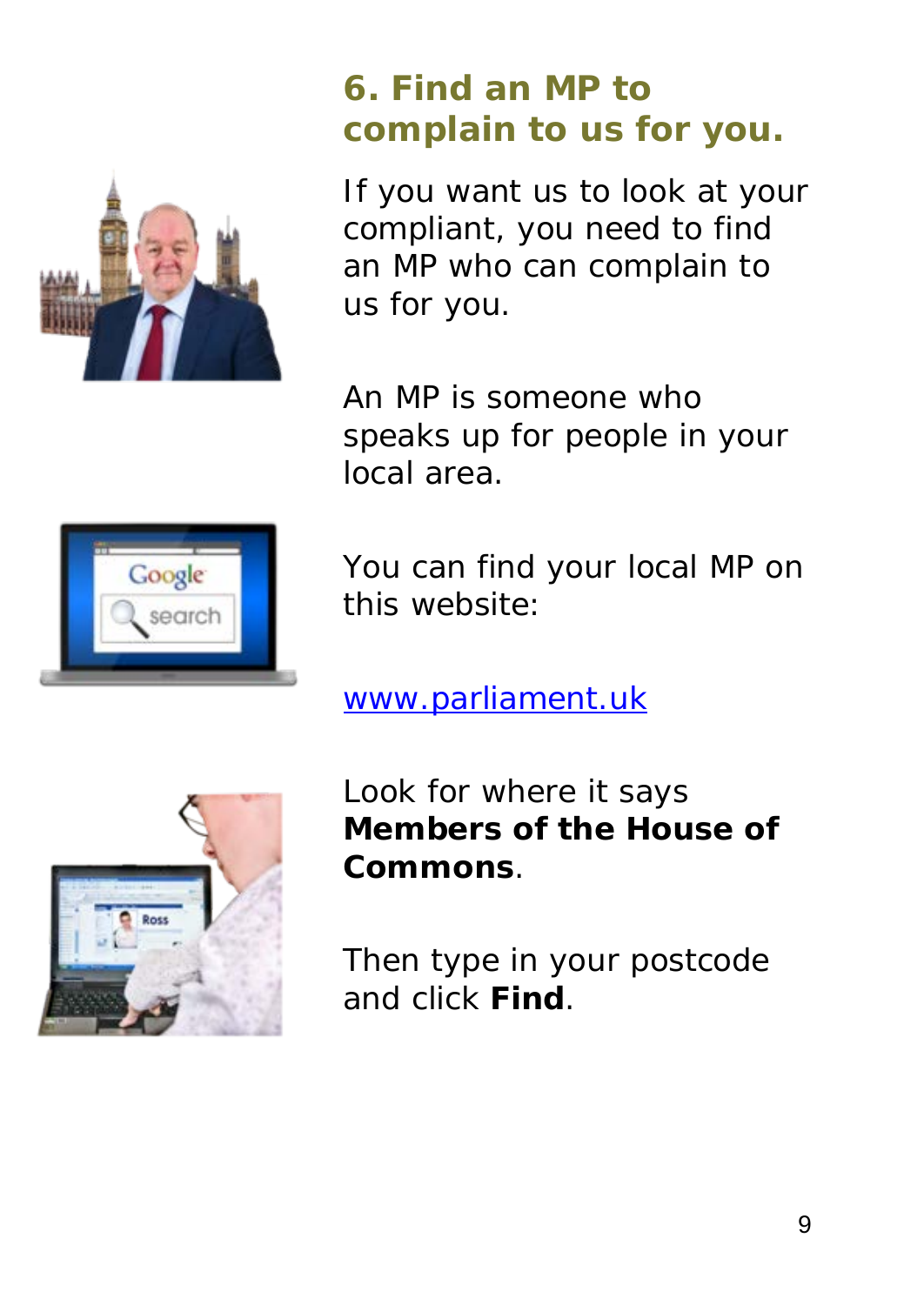## 6. Find an MP to complain to us for you.

If you want us to look at your compliant, you need to find an MP who can complain to us for you.

An MP is someone who speaks up for people in your local area.

You can find your local MP on this website:

www.parliament.uk

Look for where it says **Members of the House of Commons**.

Then type in your postcode and click **Find**.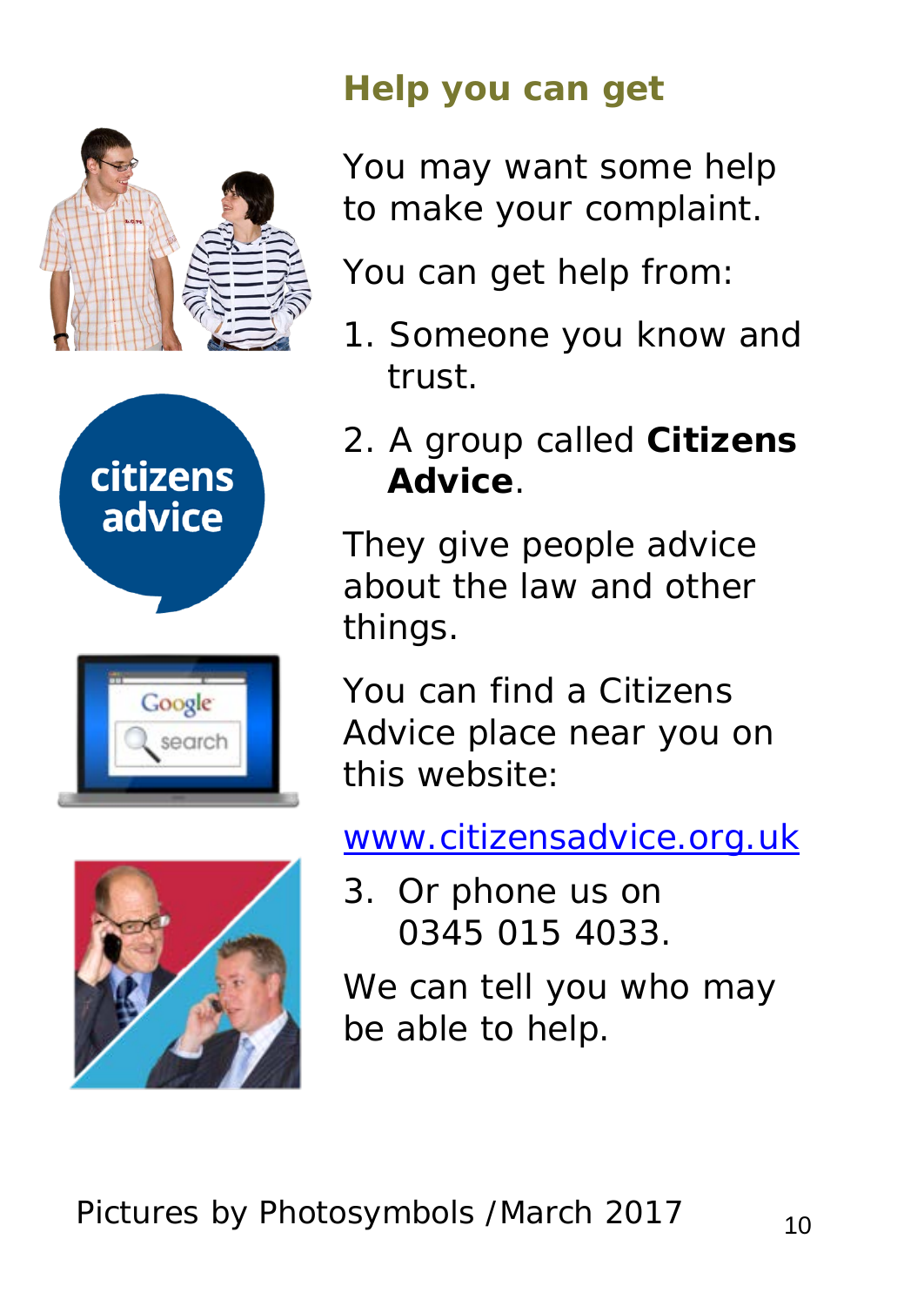## Help you can get

You may want some help to make your complaint.

You can get help from:

1. Someone you know and trust.
2. A group called **Citizens Advice**.

They give people advice about the law and other things.

You can find a Citizens Advice place near you on this website:

www.citizensadvice.org.uk

3. Or phone us on 0345 015 4033.

We can tell you who may be able to help.

Pictures by Photosymbols /March 2017